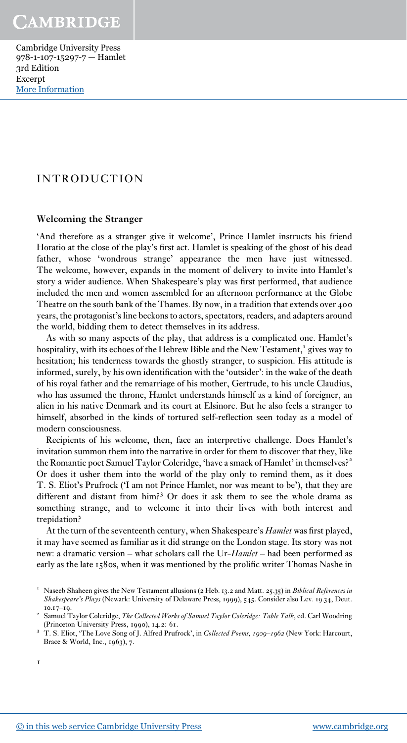# INTRODUCTION

## Welcoming the Stranger

'And therefore as a stranger give it welcome', Prince Hamlet instructs his friend Horatio at the close of the play's first act. Hamlet is speaking of the ghost of his dead father, whose 'wondrous strange' appearance the men have just witnessed. The welcome, however, expands in the moment of delivery to invite into Hamlet's story a wider audience. When Shakespeare's play was first performed, that audience included the men and women assembled for an afternoon performance at the Globe Theatre on the south bank of the Thames. By now, in a tradition that extends over 400 years, the protagonist's line beckons to actors, spectators, readers, and adapters around the world, bidding them to detect themselves in its address.

As with so many aspects of the play, that address is a complicated one. Hamlet's hospitality, with its echoes of the Hebrew Bible and the New Testament,[1] gives way to hesitation; his tenderness towards the ghostly stranger, to suspicion. His attitude is informed, surely, by his own identification with the 'outsider': in the wake of the death of his royal father and the remarriage of his mother, Gertrude, to his uncle Claudius, who has assumed the throne, Hamlet understands himself as a kind of foreigner, an alien in his native Denmark and its court at Elsinore. But he also feels a stranger to himself, absorbed in the kinds of tortured self-reflection seen today as a model of modern consciousness.

Recipients of his welcome, then, face an interpretive challenge. Does Hamlet's invitation summon them into the narrative in order for them to discover that they, like the Romantic poet Samuel Taylor Coleridge, 'have a smack of Hamlet' in themselves?[2] Or does it usher them into the world of the play only to remind them, as it does T. S. Eliot's Prufrock ('I am not Prince Hamlet, nor was meant to be'), that they are different and distant from him?[3] Or does it ask them to see the whole drama as something strange, and to welcome it into their lives with both interest and trepidation?

At the turn of the seventeenth century, when Shakespeare's *Hamlet* was first played, it may have seemed as familiar as it did strange on the London stage. Its story was not new: a dramatic version – what scholars call the Ur-*Hamlet* – had been performed as early as the late 1580s, when it was mentioned by the prolific writer Thomas Nashe in

---

[1] Naseeb Shaheen gives the New Testament allusions (2 Heb. 13.2 and Matt. 25.35) in *Biblical References in Shakespeare's Plays* (Newark: University of Delaware Press, 1999), 545. Consider also Lev. 19.34, Deut. 10.17–19.

[2] Samuel Taylor Coleridge, *The Collected Works of Samuel Taylor Coleridge: Table Talk*, ed. Carl Woodring (Princeton University Press, 1990), 14.2: 61.

[3] T. S. Eliot, 'The Love Song of J. Alfred Prufrock', in *Collected Poems, 1909–1962* (New York: Harcourt, Brace & World, Inc., 1963), 7.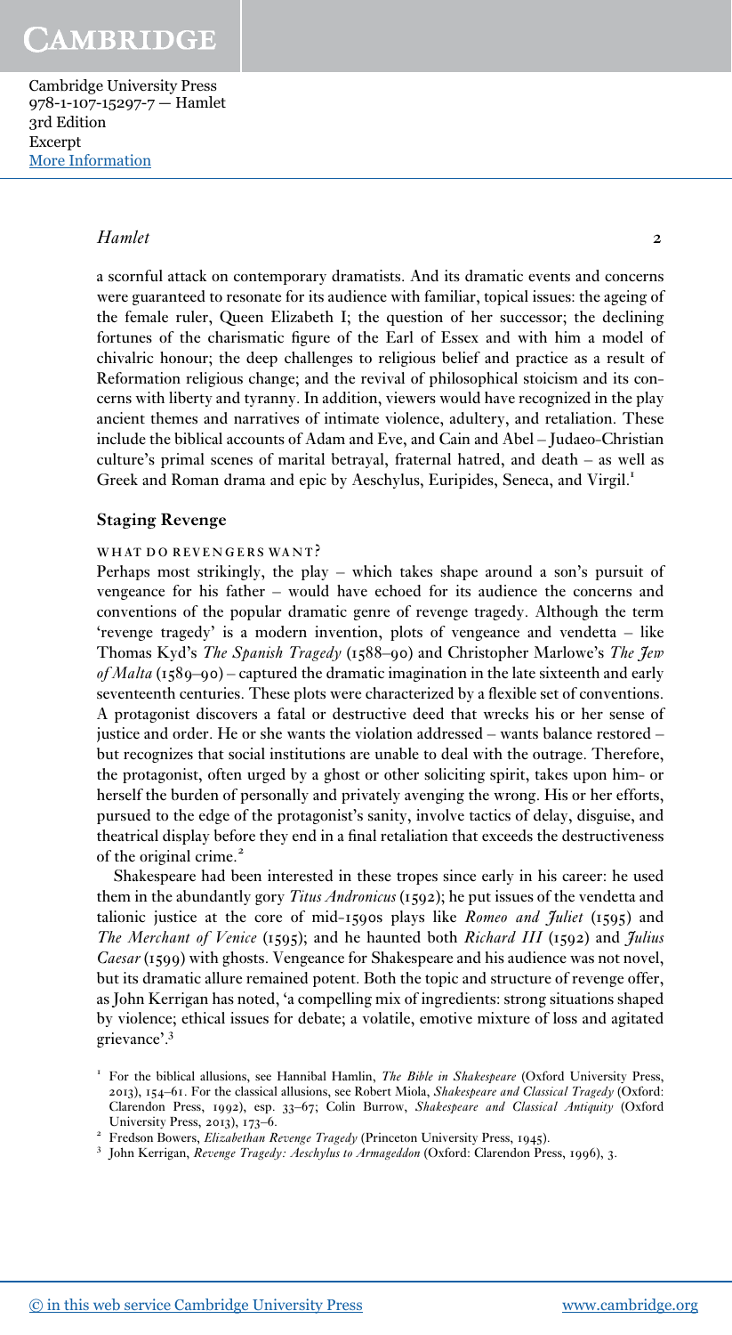a scornful attack on contemporary dramatists. And its dramatic events and concerns were guaranteed to resonate for its audience with familiar, topical issues: the ageing of the female ruler, Queen Elizabeth I; the question of her successor; the declining fortunes of the charismatic figure of the Earl of Essex and with him a model of chivalric honour; the deep challenges to religious belief and practice as a result of Reformation religious change; and the revival of philosophical stoicism and its concerns with liberty and tyranny. In addition, viewers would have recognized in the play ancient themes and narratives of intimate violence, adultery, and retaliation. These include the biblical accounts of Adam and Eve, and Cain and Abel – Judaeo-Christian culture's primal scenes of marital betrayal, fraternal hatred, and death – as well as Greek and Roman drama and epic by Aeschylus, Euripides, Seneca, and Virgil.[1]

## Staging Revenge

### WHAT DO REVENGERS WANT?

Perhaps most strikingly, the play – which takes shape around a son's pursuit of vengeance for his father – would have echoed for its audience the concerns and conventions of the popular dramatic genre of revenge tragedy. Although the term 'revenge tragedy' is a modern invention, plots of vengeance and vendetta – like Thomas Kyd's *The Spanish Tragedy* (1588–90) and Christopher Marlowe's *The Jew of Malta* (1589–90) – captured the dramatic imagination in the late sixteenth and early seventeenth centuries. These plots were characterized by a flexible set of conventions. A protagonist discovers a fatal or destructive deed that wrecks his or her sense of justice and order. He or she wants the violation addressed – wants balance restored – but recognizes that social institutions are unable to deal with the outrage. Therefore, the protagonist, often urged by a ghost or other soliciting spirit, takes upon him- or herself the burden of personally and privately avenging the wrong. His or her efforts, pursued to the edge of the protagonist's sanity, involve tactics of delay, disguise, and theatrical display before they end in a final retaliation that exceeds the destructiveness of the original crime.[2]

Shakespeare had been interested in these tropes since early in his career: he used them in the abundantly gory *Titus Andronicus* (1592); he put issues of the vendetta and talionic justice at the core of mid-1590s plays like *Romeo and Juliet* (1595) and *The Merchant of Venice* (1595); and he haunted both *Richard III* (1592) and *Julius Caesar* (1599) with ghosts. Vengeance for Shakespeare and his audience was not novel, but its dramatic allure remained potent. Both the topic and structure of revenge offer, as John Kerrigan has noted, 'a compelling mix of ingredients: strong situations shaped by violence; ethical issues for debate; a volatile, emotive mixture of loss and agitated grievance'.[3]

[1] For the biblical allusions, see Hannibal Hamlin, *The Bible in Shakespeare* (Oxford University Press, 2013), 154–61. For the classical allusions, see Robert Miola, *Shakespeare and Classical Tragedy* (Oxford: Clarendon Press, 1992), esp. 33–67; Colin Burrow, *Shakespeare and Classical Antiquity* (Oxford University Press, 2013), 173–6.

[2] Fredson Bowers, *Elizabethan Revenge Tragedy* (Princeton University Press, 1945).

[3] John Kerrigan, *Revenge Tragedy: Aeschylus to Armageddon* (Oxford: Clarendon Press, 1996), 3.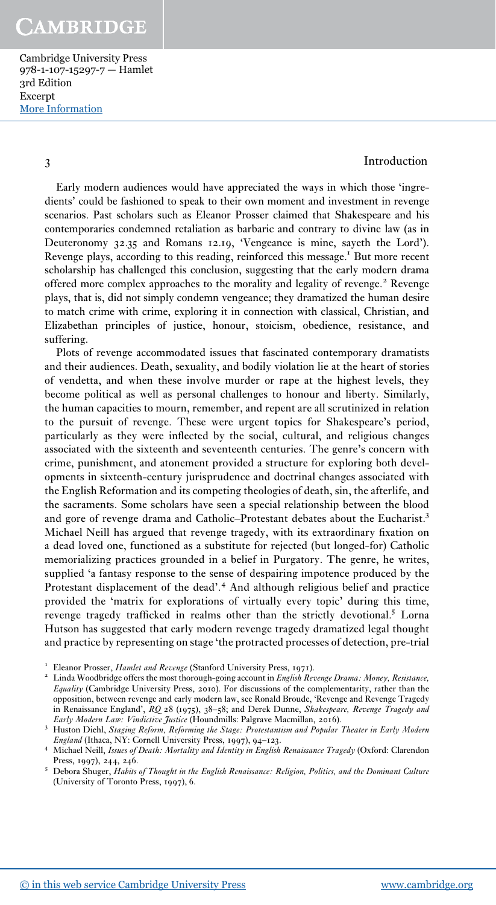Early modern audiences would have appreciated the ways in which those 'ingredients' could be fashioned to speak to their own moment and investment in revenge scenarios. Past scholars such as Eleanor Prosser claimed that Shakespeare and his contemporaries condemned retaliation as barbaric and contrary to divine law (as in Deuteronomy 32.35 and Romans 12.19, 'Vengeance is mine, sayeth the Lord'). Revenge plays, according to this reading, reinforced this message.[1] But more recent scholarship has challenged this conclusion, suggesting that the early modern drama offered more complex approaches to the morality and legality of revenge.[2] Revenge plays, that is, did not simply condemn vengeance; they dramatized the human desire to match crime with crime, exploring it in connection with classical, Christian, and Elizabethan principles of justice, honour, stoicism, obedience, resistance, and suffering.

Plots of revenge accommodated issues that fascinated contemporary dramatists and their audiences. Death, sexuality, and bodily violation lie at the heart of stories of vendetta, and when these involve murder or rape at the highest levels, they become political as well as personal challenges to honour and liberty. Similarly, the human capacities to mourn, remember, and repent are all scrutinized in relation to the pursuit of revenge. These were urgent topics for Shakespeare's period, particularly as they were inflected by the social, cultural, and religious changes associated with the sixteenth and seventeenth centuries. The genre's concern with crime, punishment, and atonement provided a structure for exploring both developments in sixteenth-century jurisprudence and doctrinal changes associated with the English Reformation and its competing theologies of death, sin, the afterlife, and the sacraments. Some scholars have seen a special relationship between the blood and gore of revenge drama and Catholic–Protestant debates about the Eucharist.[3] Michael Neill has argued that revenge tragedy, with its extraordinary fixation on a dead loved one, functioned as a substitute for rejected (but longed-for) Catholic memorializing practices grounded in a belief in Purgatory. The genre, he writes, supplied 'a fantasy response to the sense of despairing impotence produced by the Protestant displacement of the dead'.[4] And although religious belief and practice provided the 'matrix for explorations of virtually every topic' during this time, revenge tragedy trafficked in realms other than the strictly devotional.[5] Lorna Hutson has suggested that early modern revenge tragedy dramatized legal thought and practice by representing on stage 'the protracted processes of detection, pre-trial

---

[1] Eleanor Prosser, *Hamlet and Revenge* (Stanford University Press, 1971).

[2] Linda Woodbridge offers the most thorough-going account in *English Revenge Drama: Money, Resistance, Equality* (Cambridge University Press, 2010). For discussions of the complementarity, rather than the opposition, between revenge and early modern law, see Ronald Broude, 'Revenge and Revenge Tragedy in Renaissance England', *RQ* 28 (1975), 38–58; and Derek Dunne, *Shakespeare, Revenge Tragedy and Early Modern Law: Vindictive Justice* (Houndmills: Palgrave Macmillan, 2016).

[3] Huston Diehl, *Staging Reform, Reforming the Stage: Protestantism and Popular Theater in Early Modern England* (Ithaca, NY: Cornell University Press, 1997), 94–123.

[4] Michael Neill, *Issues of Death: Mortality and Identity in English Renaissance Tragedy* (Oxford: Clarendon Press, 1997), 244, 246.

[5] Debora Shuger, *Habits of Thought in the English Renaissance: Religion, Politics, and the Dominant Culture* (University of Toronto Press, 1997), 6.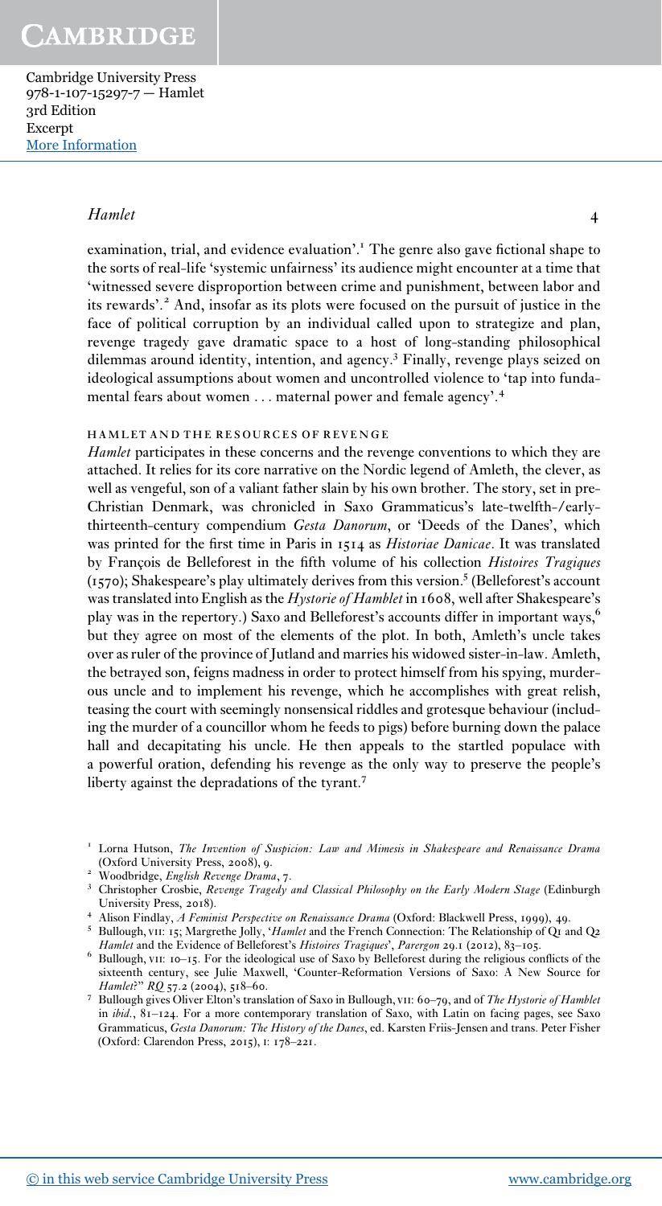examination, trial, and evidence evaluation'.[1] The genre also gave fictional shape to the sorts of real-life 'systemic unfairness' its audience might encounter at a time that 'witnessed severe disproportion between crime and punishment, between labor and its rewards'.[2] And, insofar as its plots were focused on the pursuit of justice in the face of political corruption by an individual called upon to strategize and plan, revenge tragedy gave dramatic space to a host of long-standing philosophical dilemmas around identity, intention, and agency.[3] Finally, revenge plays seized on ideological assumptions about women and uncontrolled violence to 'tap into fundamental fears about women . . . maternal power and female agency'.[4]

## HAMLET AND THE RESOURCES OF REVENGE

*Hamlet* participates in these concerns and the revenge conventions to which they are attached. It relies for its core narrative on the Nordic legend of Amleth, the clever, as well as vengeful, son of a valiant father slain by his own brother. The story, set in pre-Christian Denmark, was chronicled in Saxo Grammaticus's late-twelfth-/early-thirteenth-century compendium *Gesta Danorum*, or 'Deeds of the Danes', which was printed for the first time in Paris in 1514 as *Historiae Danicae*. It was translated by François de Belleforest in the fifth volume of his collection *Histoires Tragiques* (1570); Shakespeare's play ultimately derives from this version.[5] (Belleforest's account was translated into English as the *Hystorie of Hamblet* in 1608, well after Shakespeare's play was in the repertory.) Saxo and Belleforest's accounts differ in important ways,[6] but they agree on most of the elements of the plot. In both, Amleth's uncle takes over as ruler of the province of Jutland and marries his widowed sister-in-law. Amleth, the betrayed son, feigns madness in order to protect himself from his spying, murderous uncle and to implement his revenge, which he accomplishes with great relish, teasing the court with seemingly nonsensical riddles and grotesque behaviour (including the murder of a councillor whom he feeds to pigs) before burning down the palace hall and decapitating his uncle. He then appeals to the startled populace with a powerful oration, defending his revenge as the only way to preserve the people's liberty against the depradations of the tyrant.[7]

---

[1] Lorna Hutson, *The Invention of Suspicion: Law and Mimesis in Shakespeare and Renaissance Drama* (Oxford University Press, 2008), 9.

[2] Woodbridge, *English Revenge Drama*, 7.

[3] Christopher Crosbie, *Revenge Tragedy and Classical Philosophy on the Early Modern Stage* (Edinburgh University Press, 2018).

[4] Alison Findlay, *A Feminist Perspective on Renaissance Drama* (Oxford: Blackwell Press, 1999), 49.

[5] Bullough, VII: 15; Margrethe Jolly, '*Hamlet* and the French Connection: The Relationship of Q1 and Q2 *Hamlet* and the Evidence of Belleforest's *Histoires Tragiques*', *Parergon* 29.1 (2012), 83–105.

[6] Bullough, VII: 10–15. For the ideological use of Saxo by Belleforest during the religious conflicts of the sixteenth century, see Julie Maxwell, 'Counter-Reformation Versions of Saxo: A New Source for *Hamlet*?' *RQ* 57.2 (2004), 518–60.

[7] Bullough gives Oliver Elton's translation of Saxo in Bullough, VII: 60–79, and of *The Hystorie of Hamblet* in *ibid.*, 81–124. For a more contemporary translation of Saxo, with Latin on facing pages, see Saxo Grammaticus, *Gesta Danorum: The History of the Danes*, ed. Karsten Friis-Jensen and trans. Peter Fisher (Oxford: Clarendon Press, 2015), I: 178–221.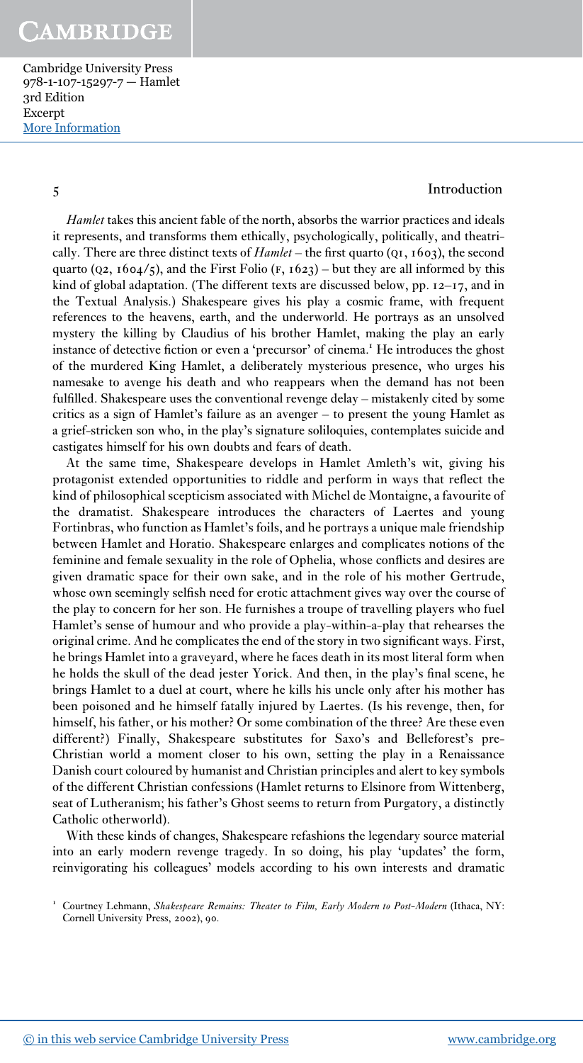*Hamlet* takes this ancient fable of the north, absorbs the warrior practices and ideals it represents, and transforms them ethically, psychologically, politically, and theatrically. There are three distinct texts of *Hamlet* – the first quarto (Q1, 1603), the second quarto (Q2, 1604/5), and the First Folio (F, 1623) – but they are all informed by this kind of global adaptation. (The different texts are discussed below, pp. 12–17, and in the Textual Analysis.) Shakespeare gives his play a cosmic frame, with frequent references to the heavens, earth, and the underworld. He portrays as an unsolved mystery the killing by Claudius of his brother Hamlet, making the play an early instance of detective fiction or even a 'precursor' of cinema.[1] He introduces the ghost of the murdered King Hamlet, a deliberately mysterious presence, who urges his namesake to avenge his death and who reappears when the demand has not been fulfilled. Shakespeare uses the conventional revenge delay – mistakenly cited by some critics as a sign of Hamlet's failure as an avenger – to present the young Hamlet as a grief-stricken son who, in the play's signature soliloquies, contemplates suicide and castigates himself for his own doubts and fears of death.

At the same time, Shakespeare develops in Hamlet Amleth's wit, giving his protagonist extended opportunities to riddle and perform in ways that reflect the kind of philosophical scepticism associated with Michel de Montaigne, a favourite of the dramatist. Shakespeare introduces the characters of Laertes and young Fortinbras, who function as Hamlet's foils, and he portrays a unique male friendship between Hamlet and Horatio. Shakespeare enlarges and complicates notions of the feminine and female sexuality in the role of Ophelia, whose conflicts and desires are given dramatic space for their own sake, and in the role of his mother Gertrude, whose own seemingly selfish need for erotic attachment gives way over the course of the play to concern for her son. He furnishes a troupe of travelling players who fuel Hamlet's sense of humour and who provide a play-within-a-play that rehearses the original crime. And he complicates the end of the story in two significant ways. First, he brings Hamlet into a graveyard, where he faces death in its most literal form when he holds the skull of the dead jester Yorick. And then, in the play's final scene, he brings Hamlet to a duel at court, where he kills his uncle only after his mother has been poisoned and he himself fatally injured by Laertes. (Is his revenge, then, for himself, his father, or his mother? Or some combination of the three? Are these even different?) Finally, Shakespeare substitutes for Saxo's and Belleforest's pre-Christian world a moment closer to his own, setting the play in a Renaissance Danish court coloured by humanist and Christian principles and alert to key symbols of the different Christian confessions (Hamlet returns to Elsinore from Wittenberg, seat of Lutheranism; his father's Ghost seems to return from Purgatory, a distinctly Catholic otherworld).

With these kinds of changes, Shakespeare refashions the legendary source material into an early modern revenge tragedy. In so doing, his play 'updates' the form, reinvigorating his colleagues' models according to his own interests and dramatic

[1] Courtney Lehmann, *Shakespeare Remains: Theater to Film, Early Modern to Post-Modern* (Ithaca, NY: Cornell University Press, 2002), 90.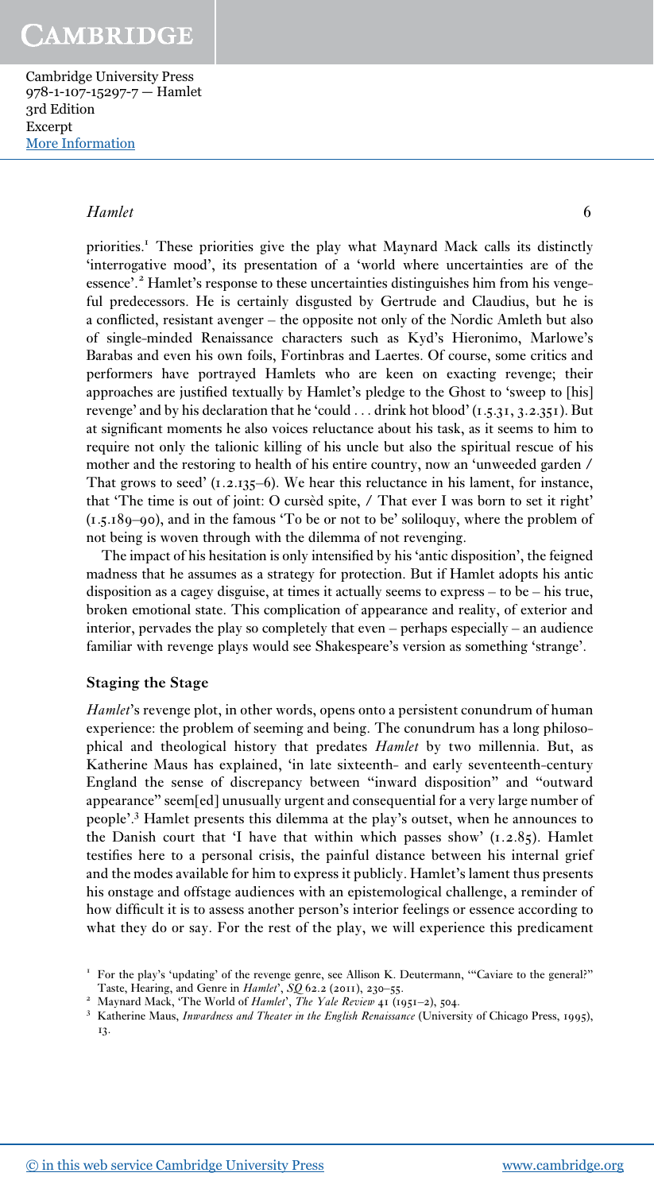priorities.[1] These priorities give the play what Maynard Mack calls its distinctly 'interrogative mood', its presentation of a 'world where uncertainties are of the essence'.[2] Hamlet's response to these uncertainties distinguishes him from his vengeful predecessors. He is certainly disgusted by Gertrude and Claudius, but he is a conflicted, resistant avenger – the opposite not only of the Nordic Amleth but also of single-minded Renaissance characters such as Kyd's Hieronimo, Marlowe's Barabas and even his own foils, Fortinbras and Laertes. Of course, some critics and performers have portrayed Hamlets who are keen on exacting revenge; their approaches are justified textually by Hamlet's pledge to the Ghost to 'sweep to [his] revenge' and by his declaration that he 'could . . . drink hot blood' (1.5.31, 3.2.351). But at significant moments he also voices reluctance about his task, as it seems to him to require not only the talionic killing of his uncle but also the spiritual rescue of his mother and the restoring to health of his entire country, now an 'unweeded garden / That grows to seed' (1.2.135–6). We hear this reluctance in his lament, for instance, that 'The time is out of joint: O cursèd spite, / That ever I was born to set it right' (1.5.189–90), and in the famous 'To be or not to be' soliloquy, where the problem of not being is woven through with the dilemma of not revenging.

The impact of his hesitation is only intensified by his 'antic disposition', the feigned madness that he assumes as a strategy for protection. But if Hamlet adopts his antic disposition as a cagey disguise, at times it actually seems to express – to be – his true, broken emotional state. This complication of appearance and reality, of exterior and interior, pervades the play so completely that even – perhaps especially – an audience familiar with revenge plays would see Shakespeare's version as something 'strange'.

## Staging the Stage

*Hamlet*'s revenge plot, in other words, opens onto a persistent conundrum of human experience: the problem of seeming and being. The conundrum has a long philosophical and theological history that predates *Hamlet* by two millennia. But, as Katherine Maus has explained, 'in late sixteenth- and early seventeenth-century England the sense of discrepancy between "inward disposition" and "outward appearance" seem[ed] unusually urgent and consequential for a very large number of people'.[3] Hamlet presents this dilemma at the play's outset, when he announces to the Danish court that 'I have that within which passes show' (1.2.85). Hamlet testifies here to a personal crisis, the painful distance between his internal grief and the modes available for him to express it publicly. Hamlet's lament thus presents his onstage and offstage audiences with an epistemological challenge, a reminder of how difficult it is to assess another person's interior feelings or essence according to what they do or say. For the rest of the play, we will experience this predicament

---

[1] For the play's 'updating' of the revenge genre, see Allison K. Deutermann, '"Caviare to the general?" Taste, Hearing, and Genre in *Hamlet*', *SQ* 62.2 (2011), 230–55.

[2] Maynard Mack, 'The World of *Hamlet*', *The Yale Review* 41 (1951–2), 504.

[3] Katherine Maus, *Inwardness and Theater in the English Renaissance* (University of Chicago Press, 1995), 13.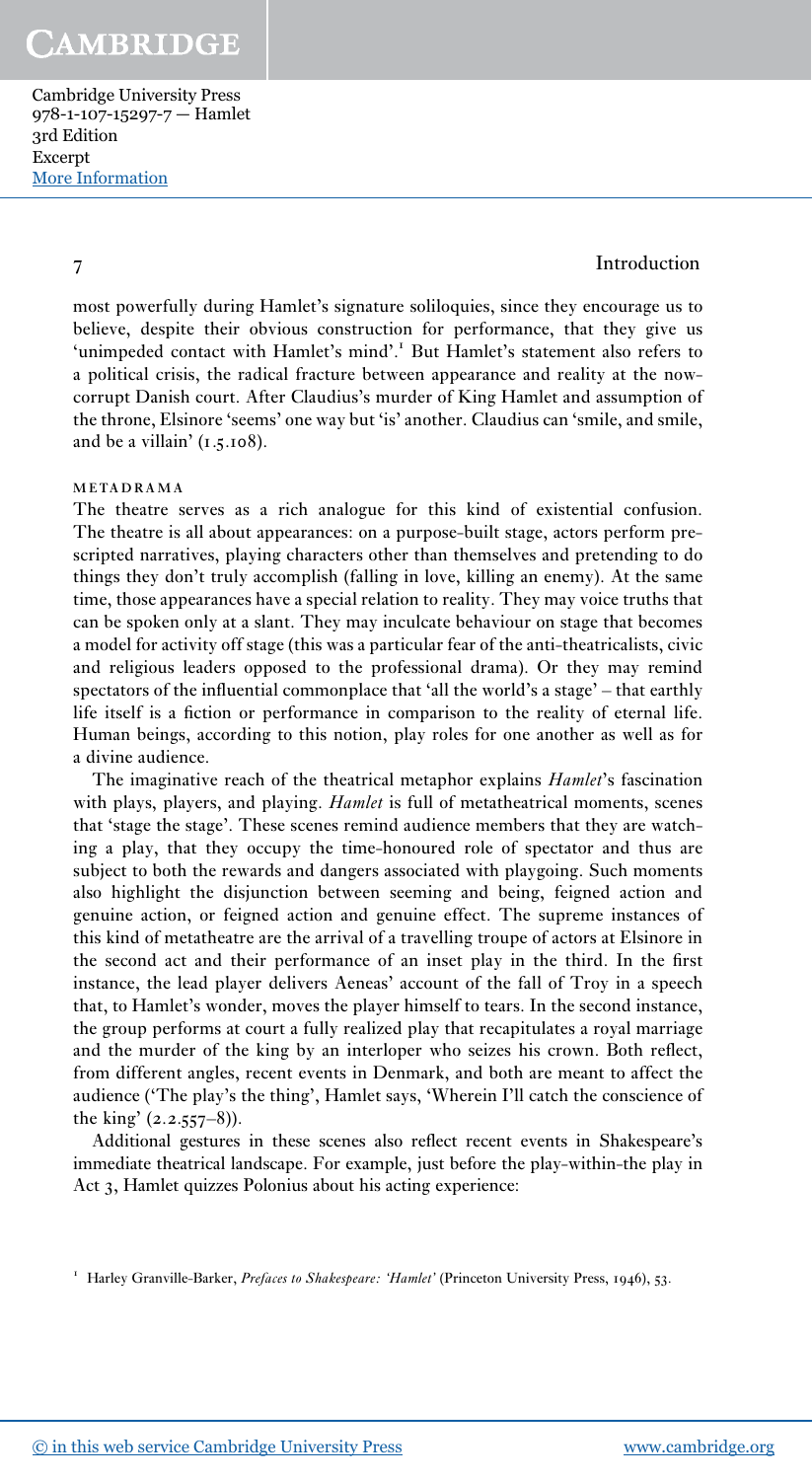most powerfully during Hamlet's signature soliloquies, since they encourage us to believe, despite their obvious construction for performance, that they give us 'unimpeded contact with Hamlet's mind'.[1] But Hamlet's statement also refers to a political crisis, the radical fracture between appearance and reality at the now-corrupt Danish court. After Claudius's murder of King Hamlet and assumption of the throne, Elsinore 'seems' one way but 'is' another. Claudius can 'smile, and smile, and be a villain' (1.5.108).

### METADRAMA

The theatre serves as a rich analogue for this kind of existential confusion. The theatre is all about appearances: on a purpose-built stage, actors perform pre-scripted narratives, playing characters other than themselves and pretending to do things they don't truly accomplish (falling in love, killing an enemy). At the same time, those appearances have a special relation to reality. They may voice truths that can be spoken only at a slant. They may inculcate behaviour on stage that becomes a model for activity off stage (this was a particular fear of the anti-theatricalists, civic and religious leaders opposed to the professional drama). Or they may remind spectators of the influential commonplace that 'all the world's a stage' – that earthly life itself is a fiction or performance in comparison to the reality of eternal life. Human beings, according to this notion, play roles for one another as well as for a divine audience.

The imaginative reach of the theatrical metaphor explains *Hamlet*'s fascination with plays, players, and playing. *Hamlet* is full of metatheatrical moments, scenes that 'stage the stage'. These scenes remind audience members that they are watching a play, that they occupy the time-honoured role of spectator and thus are subject to both the rewards and dangers associated with playgoing. Such moments also highlight the disjunction between seeming and being, feigned action and genuine action, or feigned action and genuine effect. The supreme instances of this kind of metatheatre are the arrival of a travelling troupe of actors at Elsinore in the second act and their performance of an inset play in the third. In the first instance, the lead player delivers Aeneas' account of the fall of Troy in a speech that, to Hamlet's wonder, moves the player himself to tears. In the second instance, the group performs at court a fully realized play that recapitulates a royal marriage and the murder of the king by an interloper who seizes his crown. Both reflect, from different angles, recent events in Denmark, and both are meant to affect the audience ('The play's the thing', Hamlet says, 'Wherein I'll catch the conscience of the king' (2.2.557–8)).

Additional gestures in these scenes also reflect recent events in Shakespeare's immediate theatrical landscape. For example, just before the play-within-the play in Act 3, Hamlet quizzes Polonius about his acting experience:

[1] Harley Granville-Barker, *Prefaces to Shakespeare: 'Hamlet'* (Princeton University Press, 1946), 53.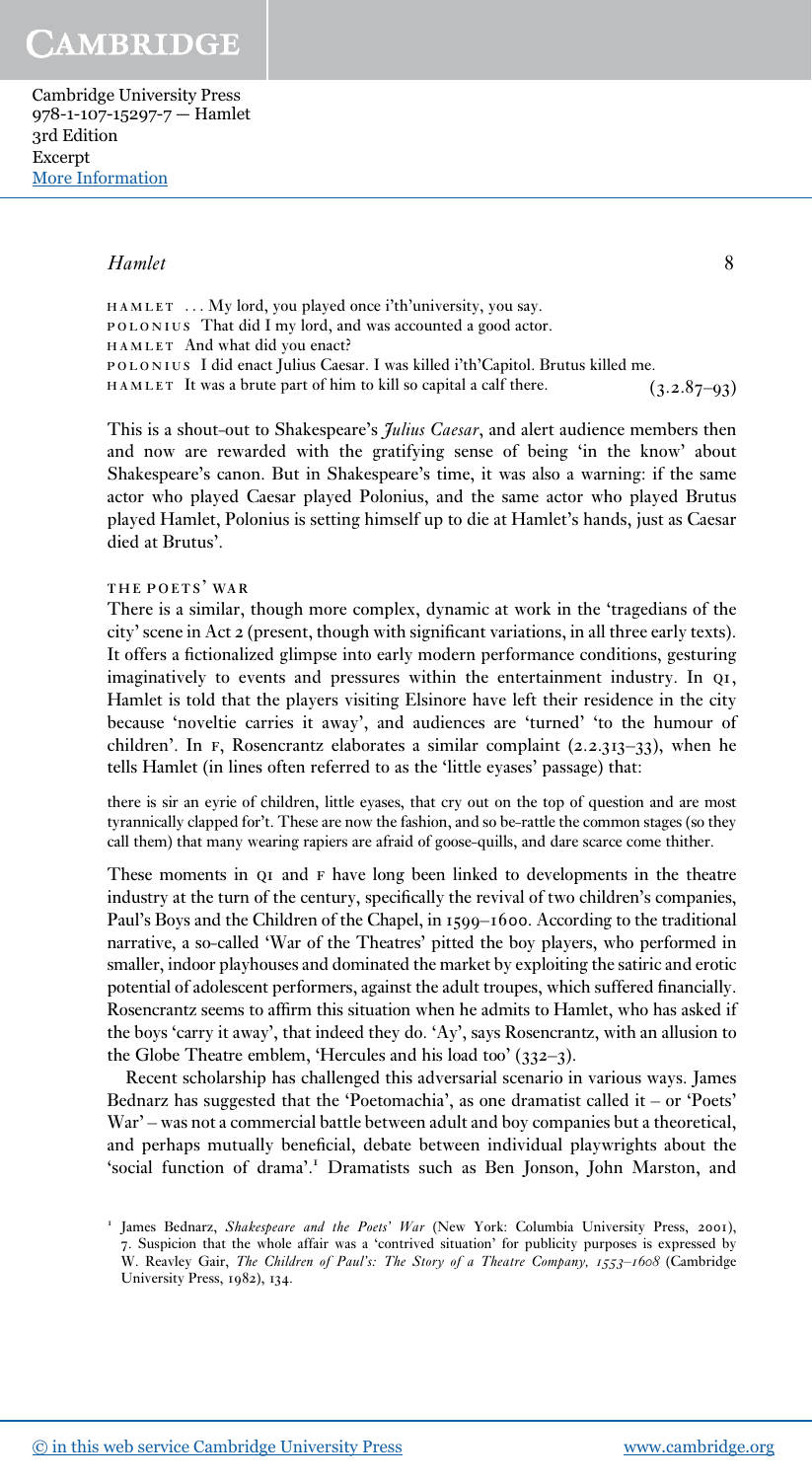HAMLET ... My lord, you played once i'th'university, you say.
POLONIUS That did I my lord, and was accounted a good actor.
HAMLET And what did you enact?
POLONIUS I did enact Julius Caesar. I was killed i'th'Capitol. Brutus killed me.
HAMLET It was a brute part of him to kill so capital a calf there. (3.2.87–93)

This is a shout-out to Shakespeare's *Julius Caesar*, and alert audience members then and now are rewarded with the gratifying sense of being 'in the know' about Shakespeare's canon. But in Shakespeare's time, it was also a warning: if the same actor who played Caesar played Polonius, and the same actor who played Brutus played Hamlet, Polonius is setting himself up to die at Hamlet's hands, just as Caesar died at Brutus'.

### THE POETS' WAR

There is a similar, though more complex, dynamic at work in the 'tragedians of the city' scene in Act 2 (present, though with significant variations, in all three early texts). It offers a fictionalized glimpse into early modern performance conditions, gesturing imaginatively to events and pressures within the entertainment industry. In Q1, Hamlet is told that the players visiting Elsinore have left their residence in the city because 'noveltie carries it away', and audiences are 'turned' 'to the humour of children'. In F, Rosencrantz elaborates a similar complaint (2.2.313–33), when he tells Hamlet (in lines often referred to as the 'little eyases' passage) that:

> there is sir an eyrie of children, little eyases, that cry out on the top of question and are most tyrannically clapped for't. These are now the fashion, and so be-rattle the common stages (so they call them) that many wearing rapiers are afraid of goose-quills, and dare scarce come thither.

These moments in Q1 and F have long been linked to developments in the theatre industry at the turn of the century, specifically the revival of two children's companies, Paul's Boys and the Children of the Chapel, in 1599–1600. According to the traditional narrative, a so-called 'War of the Theatres' pitted the boy players, who performed in smaller, indoor playhouses and dominated the market by exploiting the satiric and erotic potential of adolescent performers, against the adult troupes, which suffered financially. Rosencrantz seems to affirm this situation when he admits to Hamlet, who has asked if the boys 'carry it away', that indeed they do. 'Ay', says Rosencrantz, with an allusion to the Globe Theatre emblem, 'Hercules and his load too' (332–3).

Recent scholarship has challenged this adversarial scenario in various ways. James Bednarz has suggested that the 'Poetomachia', as one dramatist called it – or 'Poets' War' – was not a commercial battle between adult and boy companies but a theoretical, and perhaps mutually beneficial, debate between individual playwrights about the 'social function of drama'.[1] Dramatists such as Ben Jonson, John Marston, and

[1] James Bednarz, *Shakespeare and the Poets' War* (New York: Columbia University Press, 2001), 7. Suspicion that the whole affair was a 'contrived situation' for publicity purposes is expressed by W. Reavley Gair, *The Children of Paul's: The Story of a Theatre Company, 1553–1608* (Cambridge University Press, 1982), 134.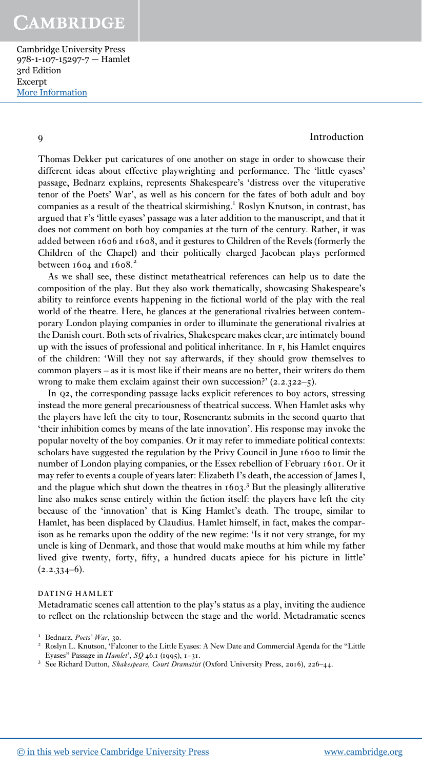Thomas Dekker put caricatures of one another on stage in order to showcase their different ideas about effective playwrighting and performance. The 'little eyases' passage, Bednarz explains, represents Shakespeare's 'distress over the vituperative tenor of the Poets' War', as well as his concern for the fates of both adult and boy companies as a result of the theatrical skirmishing.[1] Roslyn Knutson, in contrast, has argued that F's 'little eyases' passage was a later addition to the manuscript, and that it does not comment on both boy companies at the turn of the century. Rather, it was added between 1606 and 1608, and it gestures to Children of the Revels (formerly the Children of the Chapel) and their politically charged Jacobean plays performed between 1604 and 1608.[2]

As we shall see, these distinct metatheatrical references can help us to date the composition of the play. But they also work thematically, showcasing Shakespeare's ability to reinforce events happening in the fictional world of the play with the real world of the theatre. Here, he glances at the generational rivalries between contemporary London playing companies in order to illuminate the generational rivalries at the Danish court. Both sets of rivalries, Shakespeare makes clear, are intimately bound up with the issues of professional and political inheritance. In F, his Hamlet enquires of the children: 'Will they not say afterwards, if they should grow themselves to common players – as it is most like if their means are no better, their writers do them wrong to make them exclaim against their own succession?' (2.2.322–5).

In Q2, the corresponding passage lacks explicit references to boy actors, stressing instead the more general precariousness of theatrical success. When Hamlet asks why the players have left the city to tour, Rosencrantz submits in the second quarto that 'their inhibition comes by means of the late innovation'. His response may invoke the popular novelty of the boy companies. Or it may refer to immediate political contexts: scholars have suggested the regulation by the Privy Council in June 1600 to limit the number of London playing companies, or the Essex rebellion of February 1601. Or it may refer to events a couple of years later: Elizabeth I's death, the accession of James I, and the plague which shut down the theatres in 1603.[3] But the pleasingly alliterative line also makes sense entirely within the fiction itself: the players have left the city because of the 'innovation' that is King Hamlet's death. The troupe, similar to Hamlet, has been displaced by Claudius. Hamlet himself, in fact, makes the comparison as he remarks upon the oddity of the new regime: 'Is it not very strange, for my uncle is king of Denmark, and those that would make mouths at him while my father lived give twenty, forty, fifty, a hundred ducats apiece for his picture in little' (2.2.334–6).

### DATING HAMLET

Metadramatic scenes call attention to the play's status as a play, inviting the audience to reflect on the relationship between the stage and the world. Metadramatic scenes

[1] Bednarz, *Poets' War*, 30.

[2] Roslyn L. Knutson, 'Falconer to the Little Eyases: A New Date and Commercial Agenda for the "Little Eyases" Passage in *Hamlet*', *SQ* 46.1 (1995), 1–31.

[3] See Richard Dutton, *Shakespeare, Court Dramatist* (Oxford University Press, 2016), 226–44.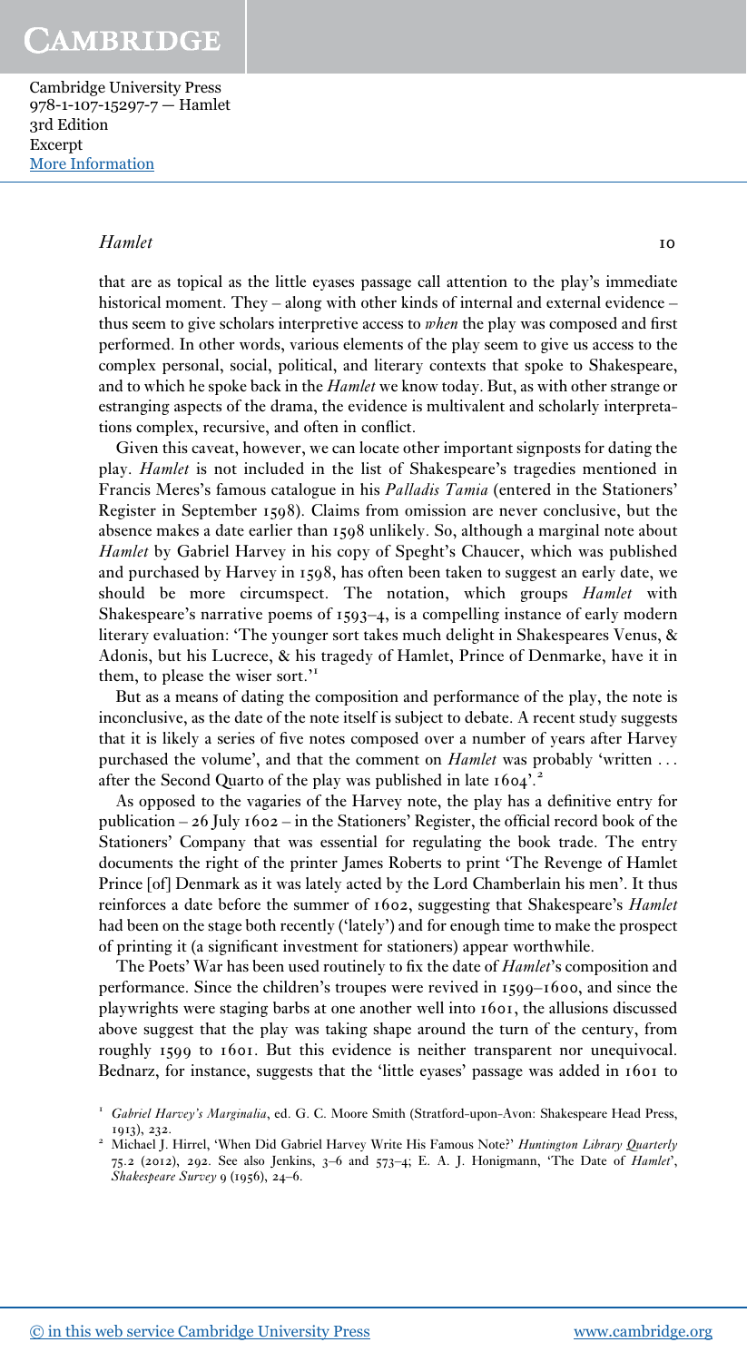that are as topical as the little eyases passage call attention to the play's immediate historical moment. They – along with other kinds of internal and external evidence – thus seem to give scholars interpretive access to *when* the play was composed and first performed. In other words, various elements of the play seem to give us access to the complex personal, social, political, and literary contexts that spoke to Shakespeare, and to which he spoke back in the *Hamlet* we know today. But, as with other strange or estranging aspects of the drama, the evidence is multivalent and scholarly interpretations complex, recursive, and often in conflict.

Given this caveat, however, we can locate other important signposts for dating the play. *Hamlet* is not included in the list of Shakespeare's tragedies mentioned in Francis Meres's famous catalogue in his *Palladis Tamia* (entered in the Stationers' Register in September 1598). Claims from omission are never conclusive, but the absence makes a date earlier than 1598 unlikely. So, although a marginal note about *Hamlet* by Gabriel Harvey in his copy of Speght's Chaucer, which was published and purchased by Harvey in 1598, has often been taken to suggest an early date, we should be more circumspect. The notation, which groups *Hamlet* with Shakespeare's narrative poems of 1593–4, is a compelling instance of early modern literary evaluation: 'The younger sort takes much delight in Shakespeares Venus, & Adonis, but his Lucrece, & his tragedy of Hamlet, Prince of Denmarke, have it in them, to please the wiser sort.'[1]

But as a means of dating the composition and performance of the play, the note is inconclusive, as the date of the note itself is subject to debate. A recent study suggests that it is likely a series of five notes composed over a number of years after Harvey purchased the volume', and that the comment on *Hamlet* was probably 'written ... after the Second Quarto of the play was published in late 1604'.[2]

As opposed to the vagaries of the Harvey note, the play has a definitive entry for publication – 26 July 1602 – in the Stationers' Register, the official record book of the Stationers' Company that was essential for regulating the book trade. The entry documents the right of the printer James Roberts to print 'The Revenge of Hamlet Prince [of] Denmark as it was lately acted by the Lord Chamberlain his men'. It thus reinforces a date before the summer of 1602, suggesting that Shakespeare's *Hamlet* had been on the stage both recently ('lately') and for enough time to make the prospect of printing it (a significant investment for stationers) appear worthwhile.

The Poets' War has been used routinely to fix the date of *Hamlet*'s composition and performance. Since the children's troupes were revived in 1599–1600, and since the playwrights were staging barbs at one another well into 1601, the allusions discussed above suggest that the play was taking shape around the turn of the century, from roughly 1599 to 1601. But this evidence is neither transparent nor unequivocal. Bednarz, for instance, suggests that the 'little eyases' passage was added in 1601 to

[1] *Gabriel Harvey's Marginalia*, ed. G. C. Moore Smith (Stratford-upon-Avon: Shakespeare Head Press, 1913), 232.

[2] Michael J. Hirrel, 'When Did Gabriel Harvey Write His Famous Note?' *Huntington Library Quarterly* 75.2 (2012), 292. See also Jenkins, 3–6 and 573–4; E. A. J. Honigmann, 'The Date of *Hamlet*', *Shakespeare Survey* 9 (1956), 24–6.